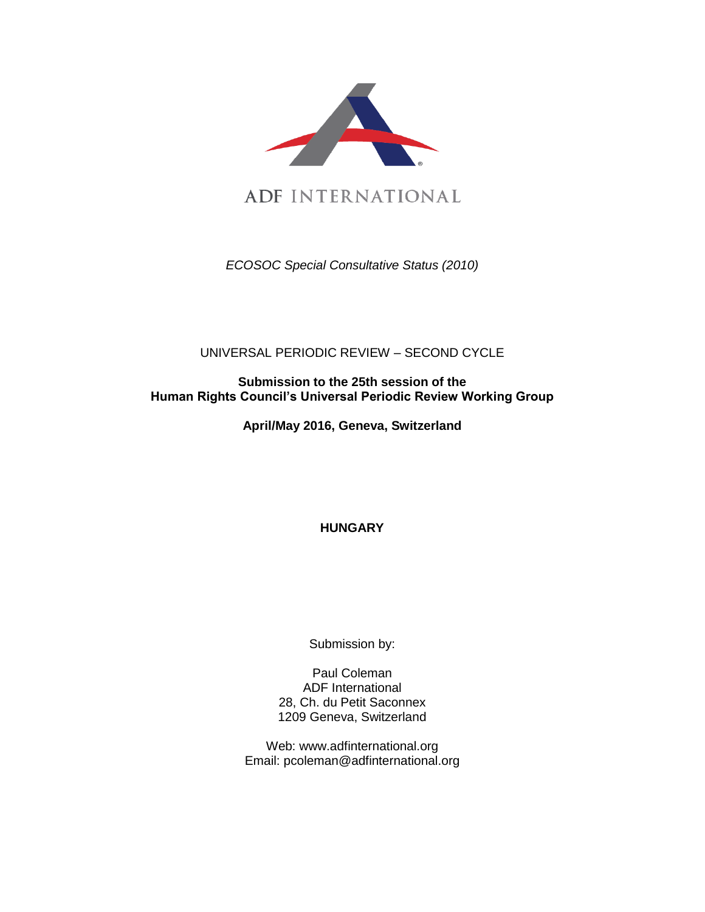ADF INTERNATIONAL

*ECOSOC Special Consultative Status (2010)*

UNIVERSAL PERIODIC REVIEW – SECOND CYCLE

**Submission to the 25th session of the Human Rights Council's Universal Periodic Review Working Group**

**April/May 2016, Geneva, Switzerland**

**HUNGARY**

Submission by:

Paul Coleman
ADF International
28, Ch. du Petit Saconnex
1209 Geneva, Switzerland

Web: www.adfinternational.org
Email: pcoleman@adfinternational.org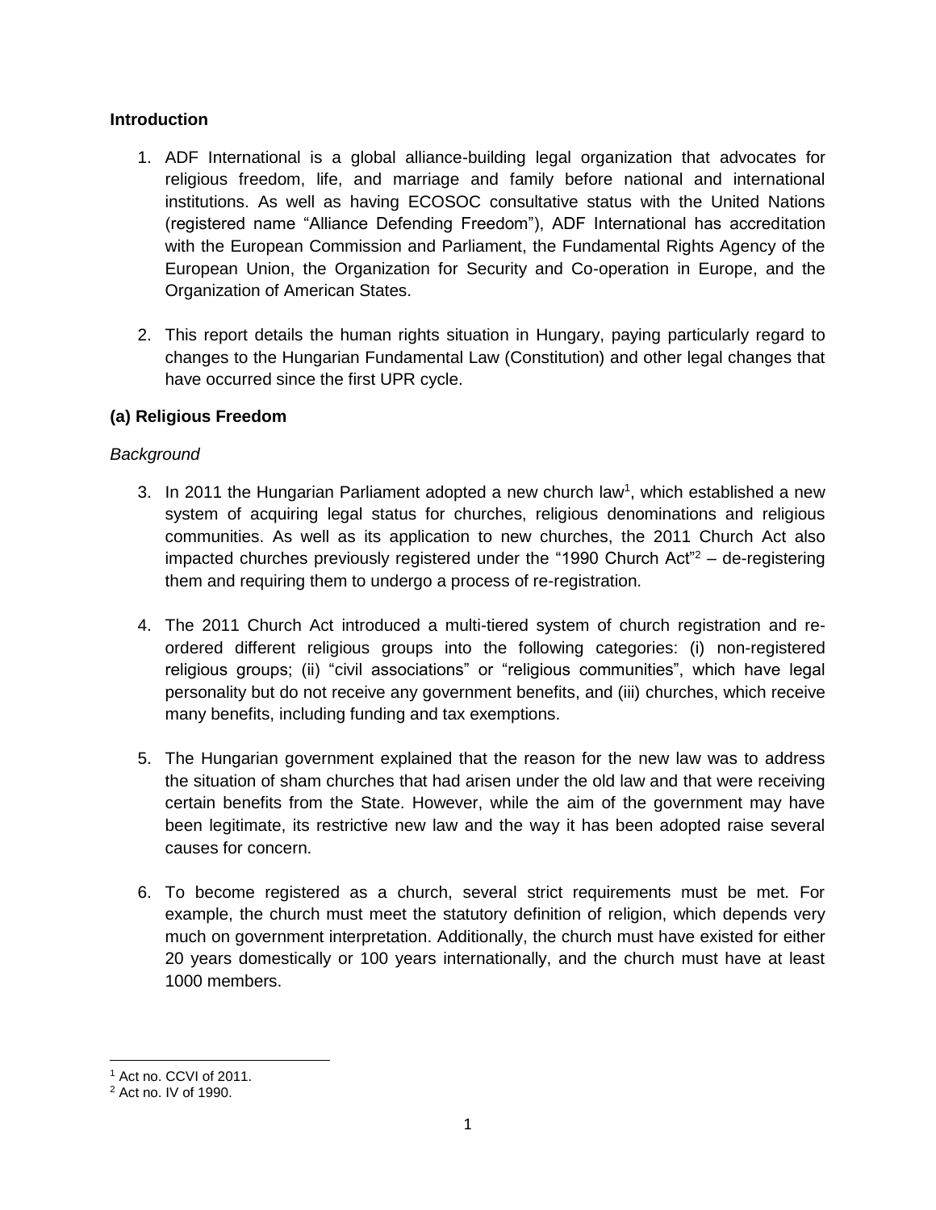## Introduction

1. ADF International is a global alliance-building legal organization that advocates for religious freedom, life, and marriage and family before national and international institutions. As well as having ECOSOC consultative status with the United Nations (registered name "Alliance Defending Freedom"), ADF International has accreditation with the European Commission and Parliament, the Fundamental Rights Agency of the European Union, the Organization for Security and Co-operation in Europe, and the Organization of American States.

2. This report details the human rights situation in Hungary, paying particularly regard to changes to the Hungarian Fundamental Law (Constitution) and other legal changes that have occurred since the first UPR cycle.

## (a) Religious Freedom

*Background*

3. In 2011 the Hungarian Parliament adopted a new church law[1], which established a new system of acquiring legal status for churches, religious denominations and religious communities. As well as its application to new churches, the 2011 Church Act also impacted churches previously registered under the "1990 Church Act"[2] – de-registering them and requiring them to undergo a process of re-registration.

4. The 2011 Church Act introduced a multi-tiered system of church registration and re-ordered different religious groups into the following categories: (i) non-registered religious groups; (ii) "civil associations" or "religious communities", which have legal personality but do not receive any government benefits, and (iii) churches, which receive many benefits, including funding and tax exemptions.

5. The Hungarian government explained that the reason for the new law was to address the situation of sham churches that had arisen under the old law and that were receiving certain benefits from the State. However, while the aim of the government may have been legitimate, its restrictive new law and the way it has been adopted raise several causes for concern.

6. To become registered as a church, several strict requirements must be met. For example, the church must meet the statutory definition of religion, which depends very much on government interpretation. Additionally, the church must have existed for either 20 years domestically or 100 years internationally, and the church must have at least 1000 members.

---

[1] Act no. CCVI of 2011.

[2] Act no. IV of 1990.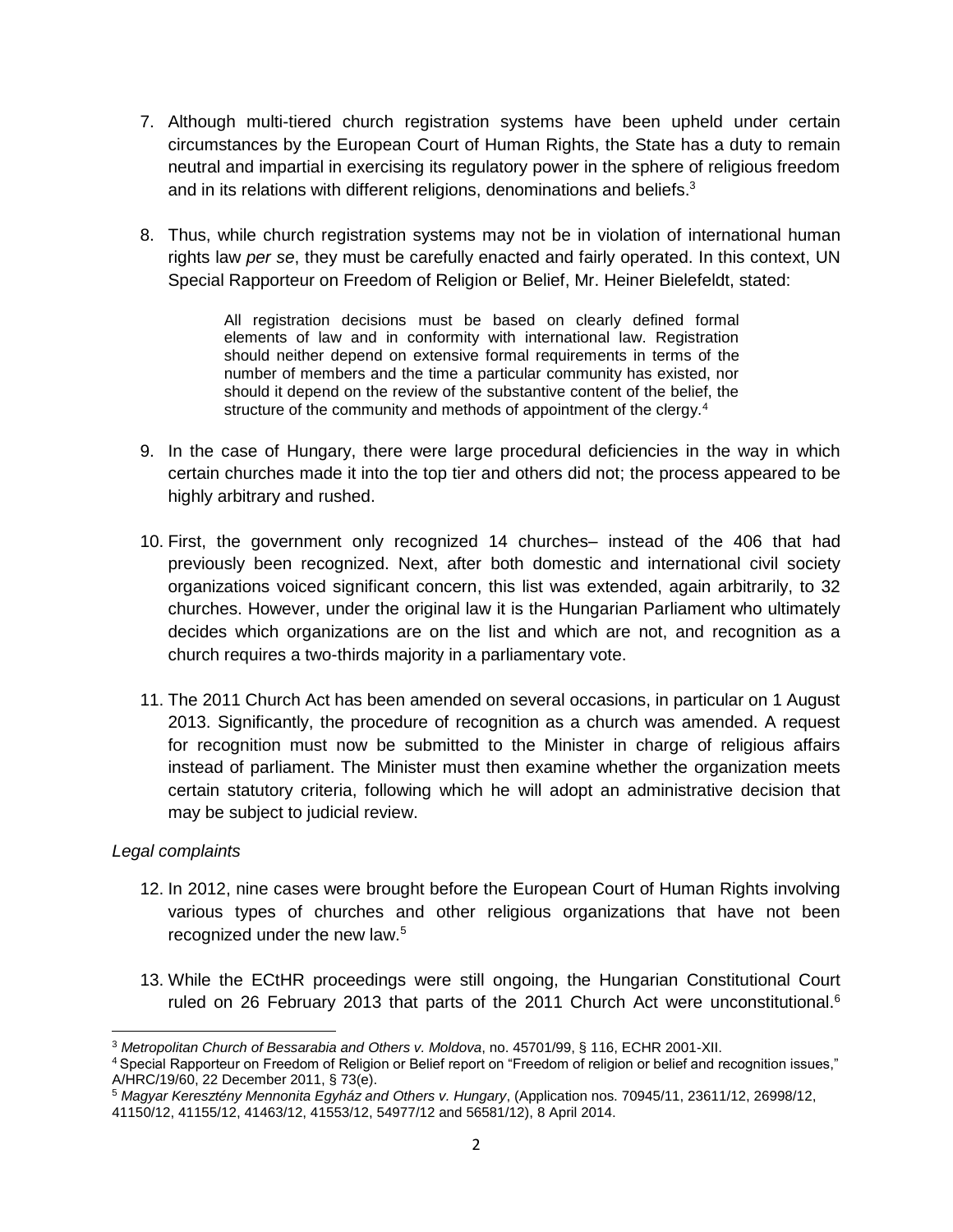7. Although multi-tiered church registration systems have been upheld under certain circumstances by the European Court of Human Rights, the State has a duty to remain neutral and impartial in exercising its regulatory power in the sphere of religious freedom and in its relations with different religions, denominations and beliefs.[3]

8. Thus, while church registration systems may not be in violation of international human rights law *per se*, they must be carefully enacted and fairly operated. In this context, UN Special Rapporteur on Freedom of Religion or Belief, Mr. Heiner Bielefeldt, stated:

> All registration decisions must be based on clearly defined formal elements of law and in conformity with international law. Registration should neither depend on extensive formal requirements in terms of the number of members and the time a particular community has existed, nor should it depend on the review of the substantive content of the belief, the structure of the community and methods of appointment of the clergy.[4]

9. In the case of Hungary, there were large procedural deficiencies in the way in which certain churches made it into the top tier and others did not; the process appeared to be highly arbitrary and rushed.

10. First, the government only recognized 14 churches– instead of the 406 that had previously been recognized. Next, after both domestic and international civil society organizations voiced significant concern, this list was extended, again arbitrarily, to 32 churches. However, under the original law it is the Hungarian Parliament who ultimately decides which organizations are on the list and which are not, and recognition as a church requires a two-thirds majority in a parliamentary vote.

11. The 2011 Church Act has been amended on several occasions, in particular on 1 August 2013. Significantly, the procedure of recognition as a church was amended. A request for recognition must now be submitted to the Minister in charge of religious affairs instead of parliament. The Minister must then examine whether the organization meets certain statutory criteria, following which he will adopt an administrative decision that may be subject to judicial review.

*Legal complaints*

12. In 2012, nine cases were brought before the European Court of Human Rights involving various types of churches and other religious organizations that have not been recognized under the new law.[5]

13. While the ECtHR proceedings were still ongoing, the Hungarian Constitutional Court ruled on 26 February 2013 that parts of the 2011 Church Act were unconstitutional.[6]

---

[3] *Metropolitan Church of Bessarabia and Others v. Moldova*, no. 45701/99, § 116, ECHR 2001-XII.

[4] Special Rapporteur on Freedom of Religion or Belief report on "Freedom of religion or belief and recognition issues," A/HRC/19/60, 22 December 2011, § 73(e).

[5] *Magyar Keresztény Mennonita Egyház and Others v. Hungary*, (Application nos. 70945/11, 23611/12, 26998/12, 41150/12, 41155/12, 41463/12, 41553/12, 54977/12 and 56581/12), 8 April 2014.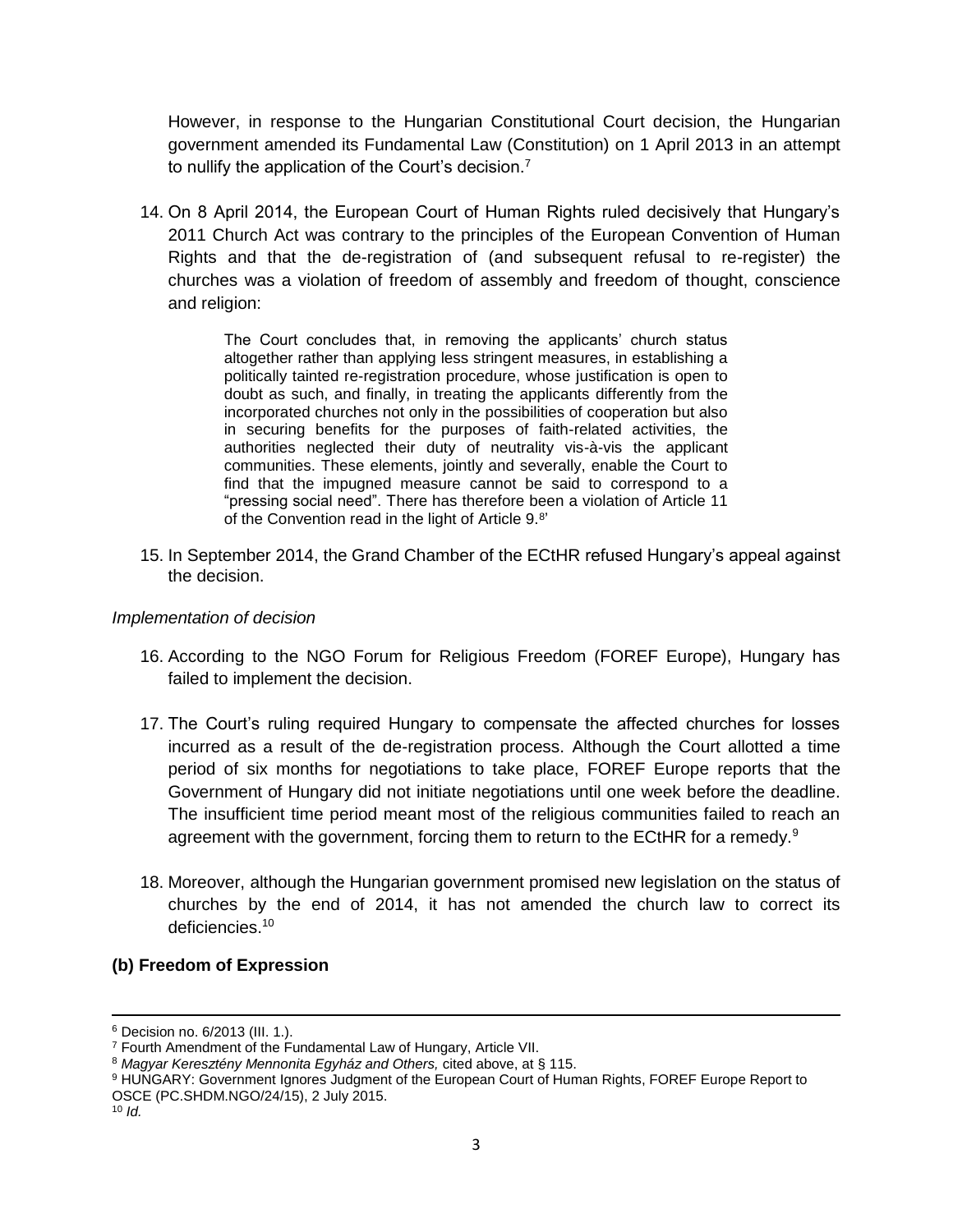However, in response to the Hungarian Constitutional Court decision, the Hungarian government amended its Fundamental Law (Constitution) on 1 April 2013 in an attempt to nullify the application of the Court's decision.[7]

14. On 8 April 2014, the European Court of Human Rights ruled decisively that Hungary's 2011 Church Act was contrary to the principles of the European Convention of Human Rights and that the de-registration of (and subsequent refusal to re-register) the churches was a violation of freedom of assembly and freedom of thought, conscience and religion:

> The Court concludes that, in removing the applicants' church status altogether rather than applying less stringent measures, in establishing a politically tainted re-registration procedure, whose justification is open to doubt as such, and finally, in treating the applicants differently from the incorporated churches not only in the possibilities of cooperation but also in securing benefits for the purposes of faith-related activities, the authorities neglected their duty of neutrality vis-à-vis the applicant communities. These elements, jointly and severally, enable the Court to find that the impugned measure cannot be said to correspond to a "pressing social need". There has therefore been a violation of Article 11 of the Convention read in the light of Article 9.[8]'

15. In September 2014, the Grand Chamber of the ECtHR refused Hungary's appeal against the decision.

*Implementation of decision*

16. According to the NGO Forum for Religious Freedom (FOREF Europe), Hungary has failed to implement the decision.

17. The Court's ruling required Hungary to compensate the affected churches for losses incurred as a result of the de-registration process. Although the Court allotted a time period of six months for negotiations to take place, FOREF Europe reports that the Government of Hungary did not initiate negotiations until one week before the deadline. The insufficient time period meant most of the religious communities failed to reach an agreement with the government, forcing them to return to the ECtHR for a remedy.[9]

18. Moreover, although the Hungarian government promised new legislation on the status of churches by the end of 2014, it has not amended the church law to correct its deficiencies.[10]

**(b) Freedom of Expression**

---

[6] Decision no. 6/2013 (III. 1.).

[7] Fourth Amendment of the Fundamental Law of Hungary, Article VII.

[8] *Magyar Keresztény Mennonita Egyház and Others,* cited above, at § 115.

[9] HUNGARY: Government Ignores Judgment of the European Court of Human Rights, FOREF Europe Report to OSCE (PC.SHDM.NGO/24/15), 2 July 2015.

[10] *Id.*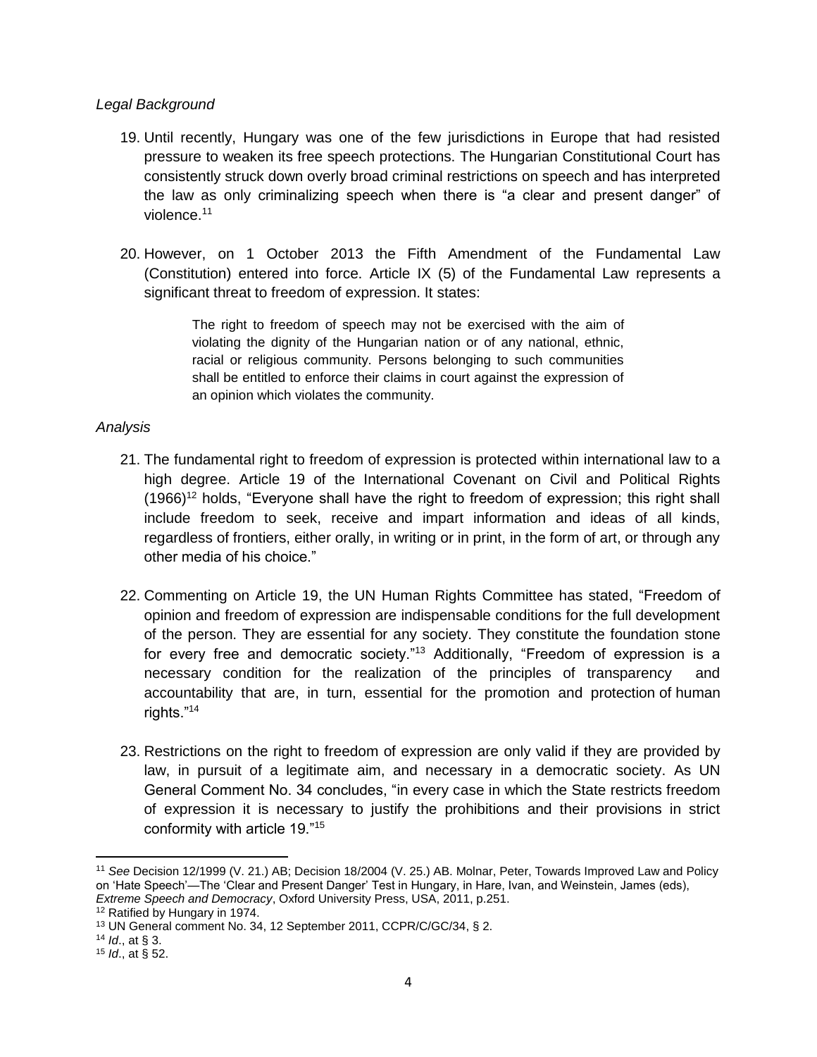*Legal Background*

19. Until recently, Hungary was one of the few jurisdictions in Europe that had resisted pressure to weaken its free speech protections. The Hungarian Constitutional Court has consistently struck down overly broad criminal restrictions on speech and has interpreted the law as only criminalizing speech when there is "a clear and present danger" of violence.[11]

20. However, on 1 October 2013 the Fifth Amendment of the Fundamental Law (Constitution) entered into force. Article IX (5) of the Fundamental Law represents a significant threat to freedom of expression. It states:

> The right to freedom of speech may not be exercised with the aim of violating the dignity of the Hungarian nation or of any national, ethnic, racial or religious community. Persons belonging to such communities shall be entitled to enforce their claims in court against the expression of an opinion which violates the community.

*Analysis*

21. The fundamental right to freedom of expression is protected within international law to a high degree. Article 19 of the International Covenant on Civil and Political Rights (1966)[12] holds, "Everyone shall have the right to freedom of expression; this right shall include freedom to seek, receive and impart information and ideas of all kinds, regardless of frontiers, either orally, in writing or in print, in the form of art, or through any other media of his choice."

22. Commenting on Article 19, the UN Human Rights Committee has stated, "Freedom of opinion and freedom of expression are indispensable conditions for the full development of the person. They are essential for any society. They constitute the foundation stone for every free and democratic society."[13] Additionally, "Freedom of expression is a necessary condition for the realization of the principles of transparency and accountability that are, in turn, essential for the promotion and protection of human rights."[14]

23. Restrictions on the right to freedom of expression are only valid if they are provided by law, in pursuit of a legitimate aim, and necessary in a democratic society. As UN General Comment No. 34 concludes, "in every case in which the State restricts freedom of expression it is necessary to justify the prohibitions and their provisions in strict conformity with article 19."[15]

---

[11] *See* Decision 12/1999 (V. 21.) AB; Decision 18/2004 (V. 25.) AB. Molnar, Peter, Towards Improved Law and Policy on 'Hate Speech'—The 'Clear and Present Danger' Test in Hungary, in Hare, Ivan, and Weinstein, James (eds), *Extreme Speech and Democracy*, Oxford University Press, USA, 2011, p.251.

[12] Ratified by Hungary in 1974.

[13] UN General comment No. 34, 12 September 2011, CCPR/C/GC/34, § 2.

[14] *Id*., at § 3.

[15] *Id*., at § 52.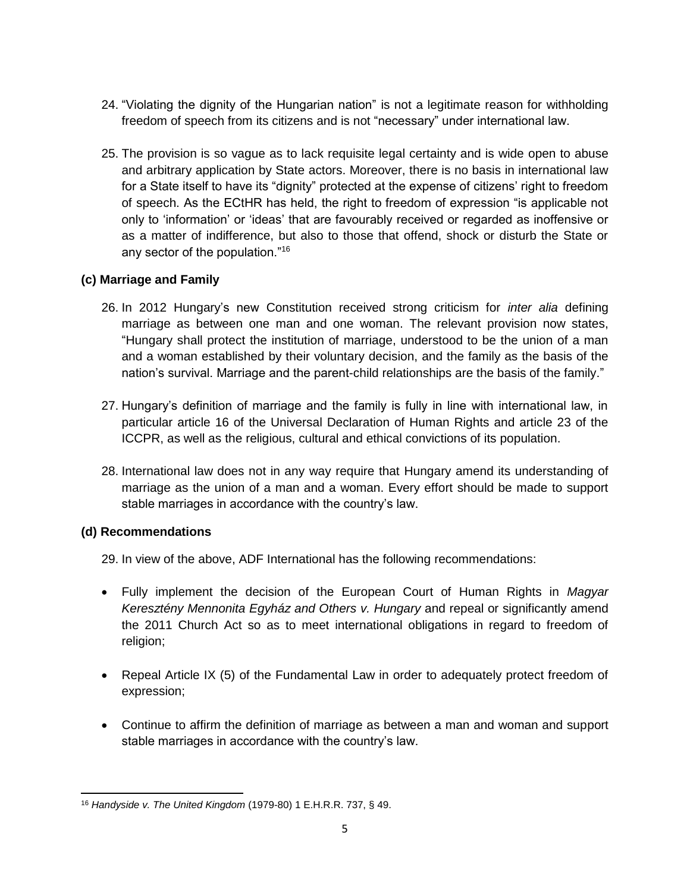24. "Violating the dignity of the Hungarian nation" is not a legitimate reason for withholding freedom of speech from its citizens and is not "necessary" under international law.

25. The provision is so vague as to lack requisite legal certainty and is wide open to abuse and arbitrary application by State actors. Moreover, there is no basis in international law for a State itself to have its "dignity" protected at the expense of citizens' right to freedom of speech. As the ECtHR has held, the right to freedom of expression "is applicable not only to 'information' or 'ideas' that are favourably received or regarded as inoffensive or as a matter of indifference, but also to those that offend, shock or disturb the State or any sector of the population."[16]

### (c) Marriage and Family

26. In 2012 Hungary's new Constitution received strong criticism for *inter alia* defining marriage as between one man and one woman. The relevant provision now states, "Hungary shall protect the institution of marriage, understood to be the union of a man and a woman established by their voluntary decision, and the family as the basis of the nation's survival. Marriage and the parent-child relationships are the basis of the family."

27. Hungary's definition of marriage and the family is fully in line with international law, in particular article 16 of the Universal Declaration of Human Rights and article 23 of the ICCPR, as well as the religious, cultural and ethical convictions of its population.

28. International law does not in any way require that Hungary amend its understanding of marriage as the union of a man and a woman. Every effort should be made to support stable marriages in accordance with the country's law.

### (d) Recommendations

29. In view of the above, ADF International has the following recommendations:

- Fully implement the decision of the European Court of Human Rights in *Magyar Keresztény Mennonita Egyház and Others v. Hungary* and repeal or significantly amend the 2011 Church Act so as to meet international obligations in regard to freedom of religion;

- Repeal Article IX (5) of the Fundamental Law in order to adequately protect freedom of expression;

- Continue to affirm the definition of marriage as between a man and woman and support stable marriages in accordance with the country's law.

---

[16] *Handyside v. The United Kingdom* (1979-80) 1 E.H.R.R. 737, § 49.